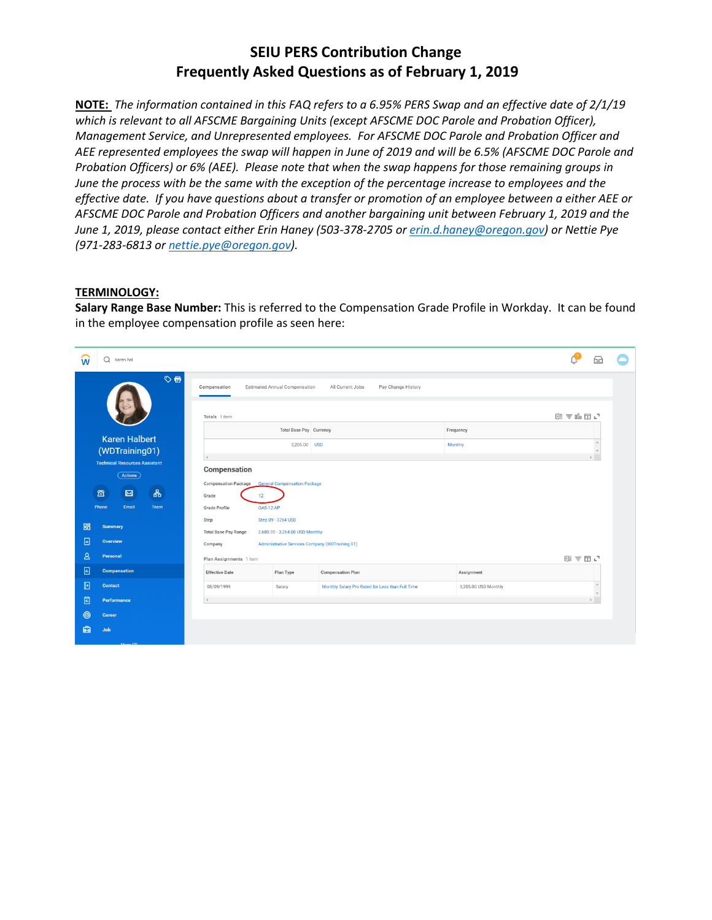# SEIU PERS Contribution Change
# Frequently Asked Questions as of February 1, 2019

**NOTE:** *The information contained in this FAQ refers to a 6.95% PERS Swap and an effective date of 2/1/19 which is relevant to all AFSCME Bargaining Units (except AFSCME DOC Parole and Probation Officer), Management Service, and Unrepresented employees. For AFSCME DOC Parole and Probation Officer and AEE represented employees the swap will happen in June of 2019 and will be 6.5% (AFSCME DOC Parole and Probation Officers) or 6% (AEE). Please note that when the swap happens for those remaining groups in June the process with be the same with the exception of the percentage increase to employees and the effective date. If you have questions about a transfer or promotion of an employee between a either AEE or AFSCME DOC Parole and Probation Officers and another bargaining unit between February 1, 2019 and the June 1, 2019, please contact either Erin Haney (503-378-2705 or [erin.d.haney@oregon.gov](mailto:erin.d.haney@oregon.gov)) or Nettie Pye (971-283-6813 or [nettie.pye@oregon.gov](mailto:nettie.pye@oregon.gov)).*

## TERMINOLOGY:

**Salary Range Base Number:** This is referred to the Compensation Grade Profile in Workday. It can be found in the employee compensation profile as seen here: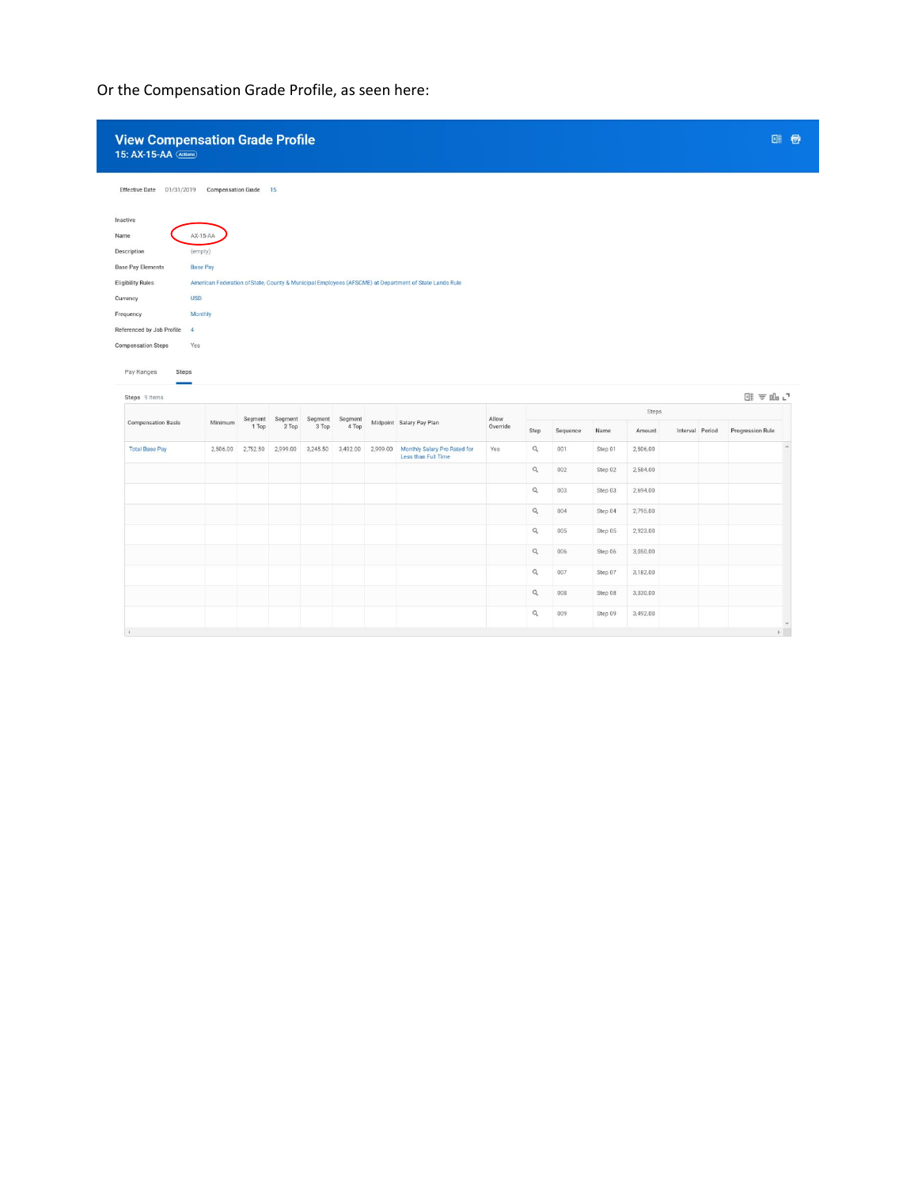Or the Compensation Grade Profile, as seen here:

## View Compensation Grade Profile

**15: AX-15-AA** (Actions)

Effective Date 01/31/2019 Compensation Grade 15

| | |
|---|---|
| Inactive | |
| Name | AX-15-AA |
| Description | (empty) |
| Base Pay Elements | Base Pay |
| Eligibility Rules | American Federation of State, County & Municipal Employees (AFSCME) at Department of State Lands Rule |
| Currency | USD |
| Frequency | Monthly |
| Referenced by Job Profile | 4 |
| Compensation Steps | Yes |

Pay Ranges **Steps**

Steps 9 items

| Compensation Basis | Minimum | Segment 1 Top | Segment 2 Top | Segment 3 Top | Segment 4 Top | Midpoint | Salary Pay Plan | Allow Override | Steps | | | | | | |
|---|---|---|---|---|---|---|---|---|---|---|---|---|---|---|---|
| | | | | | | | | | Step | Sequence | Name | Amount | Interval | Period | Progression Rule |
| Total Base Pay | 2,506.00 | 2,752.50 | 2,999.00 | 3,245.50 | 3,492.00 | 2,999.00 | Monthly Salary Pro Rated for Less than Full Time | Yes | | 001 | Step 01 | 2,506.00 | | | |
| | | | | | | | | | | 002 | Step 02 | 2,584.00 | | | |
| | | | | | | | | | | 003 | Step 03 | 2,694.00 | | | |
| | | | | | | | | | | 004 | Step 04 | 2,795.00 | | | |
| | | | | | | | | | | 005 | Step 05 | 2,923.00 | | | |
| | | | | | | | | | | 006 | Step 06 | 3,050.00 | | | |
| | | | | | | | | | | 007 | Step 07 | 3,182.00 | | | |
| | | | | | | | | | | 008 | Step 08 | 3,330.00 | | | |
| | | | | | | | | | | 009 | Step 09 | 3,492.00 | | | |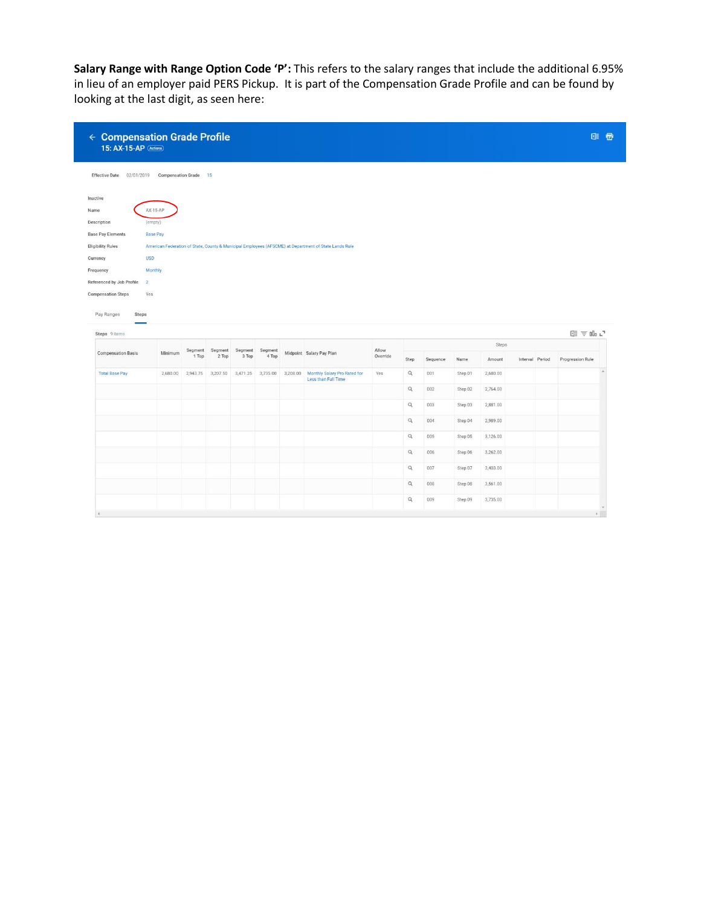**Salary Range with Range Option Code 'P':** This refers to the salary ranges that include the additional 6.95% in lieu of an employer paid PERS Pickup. It is part of the Compensation Grade Profile and can be found by looking at the last digit, as seen here:

## Compensation Grade Profile

15: AX-15-AP (Actions)

Effective Date 02/01/2019 Compensation Grade 15

Inactive

Name AX-15-AP

Description (empty)

Base Pay Elements Base Pay

Eligibility Rules American Federation of State, County & Municipal Employees (AFSCME) at Department of State Lands Rule

Currency USD

Frequency Monthly

Referenced by Job Profile 2

Compensation Steps Yes

Pay Ranges Steps

Steps 9 items

| Compensation Basis | Minimum | Segment 1 Top | Segment 2 Top | Segment 3 Top | Segment 4 Top | Midpoint | Salary Pay Plan | Allow Override | Steps | | | | | | |
|---|---|---|---|---|---|---|---|---|---|---|---|---|---|---|---|
| | | | | | | | | | Step | Sequence | Name | Amount | Interval | Period | Progression Rule |
| Total Base Pay | 2,680.00 | 2,943.75 | 3,207.50 | 3,471.25 | 3,735.00 | 3,208.00 | Monthly Salary Pro Rated for Less than Full Time | Yes | | 001 | Step 01 | 2,680.00 | | | |
| | | | | | | | | | | 002 | Step 02 | 2,764.00 | | | |
| | | | | | | | | | | 003 | Step 03 | 2,881.00 | | | |
| | | | | | | | | | | 004 | Step 04 | 2,989.00 | | | |
| | | | | | | | | | | 005 | Step 05 | 3,126.00 | | | |
| | | | | | | | | | | 006 | Step 06 | 3,262.00 | | | |
| | | | | | | | | | | 007 | Step 07 | 3,403.00 | | | |
| | | | | | | | | | | 008 | Step 08 | 3,561.00 | | | |
| | | | | | | | | | | 009 | Step 09 | 3,735.00 | | | |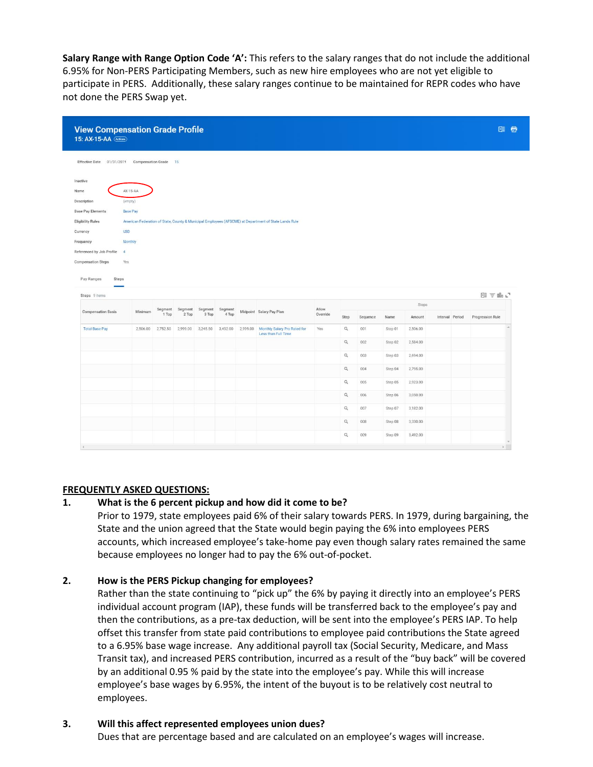**Salary Range with Range Option Code 'A':** This refers to the salary ranges that do not include the additional 6.95% for Non-PERS Participating Members, such as new hire employees who are not yet eligible to participate in PERS. Additionally, these salary ranges continue to be maintained for REPR codes who have not done the PERS Swap yet.

**View Compensation Grade Profile**
15: AX-15-AA (Actions)

Effective Date 01/31/2019 Compensation Grade 15

Inactive

| | |
|---|---|
| Name | AX-15-AA |
| Description | (empty) |
| Base Pay Elements | Base Pay |
| Eligibility Rules | American Federation of State, County & Municipal Employees (AFSCME) at Department of State Lands Rule |
| Currency | USD |
| Frequency | Monthly |
| Referenced by Job Profile | 4 |
| Compensation Steps | Yes |

Pay Ranges Steps

Steps 9 items

| Compensation Basis | Minimum | Segment 1 Top | Segment 2 Top | Segment 3 Top | Segment 4 Top | Midpoint | Salary Pay Plan | Allow Override | Step | Sequence | Name | Amount | Interval | Period | Progression Rule |
|---|---|---|---|---|---|---|---|---|---|---|---|---|---|---|---|
| Total Base Pay | 2,506.00 | 2,752.50 | 2,999.00 | 3,245.50 | 3,492.00 | 2,999.00 | Monthly Salary Pro Rated for Less than Full Time | Yes | | 001 | Step 01 | 2,506.00 | | | |
| | | | | | | | | | | 002 | Step 02 | 2,584.00 | | | |
| | | | | | | | | | | 003 | Step 03 | 2,694.00 | | | |
| | | | | | | | | | | 004 | Step 04 | 2,795.00 | | | |
| | | | | | | | | | | 005 | Step 05 | 2,923.00 | | | |
| | | | | | | | | | | 006 | Step 06 | 3,050.00 | | | |
| | | | | | | | | | | 007 | Step 07 | 3,182.00 | | | |
| | | | | | | | | | | 008 | Step 08 | 3,330.00 | | | |
| | | | | | | | | | | 009 | Step 09 | 3,492.00 | | | |

## FREQUENTLY ASKED QUESTIONS:

1. **What is the 6 percent pickup and how did it come to be?**
   Prior to 1979, state employees paid 6% of their salary towards PERS. In 1979, during bargaining, the State and the union agreed that the State would begin paying the 6% into employees PERS accounts, which increased employee's take-home pay even though salary rates remained the same because employees no longer had to pay the 6% out-of-pocket.

2. **How is the PERS Pickup changing for employees?**
   Rather than the state continuing to "pick up" the 6% by paying it directly into an employee's PERS individual account program (IAP), these funds will be transferred back to the employee's pay and then the contributions, as a pre-tax deduction, will be sent into the employee's PERS IAP. To help offset this transfer from state paid contributions to employee paid contributions the State agreed to a 6.95% base wage increase. Any additional payroll tax (Social Security, Medicare, and Mass Transit tax), and increased PERS contribution, incurred as a result of the "buy back" will be covered by an additional 0.95 % paid by the state into the employee's pay. While this will increase employee's base wages by 6.95%, the intent of the buyout is to be relatively cost neutral to employees.

3. **Will this affect represented employees union dues?**
   Dues that are percentage based and are calculated on an employee's wages will increase.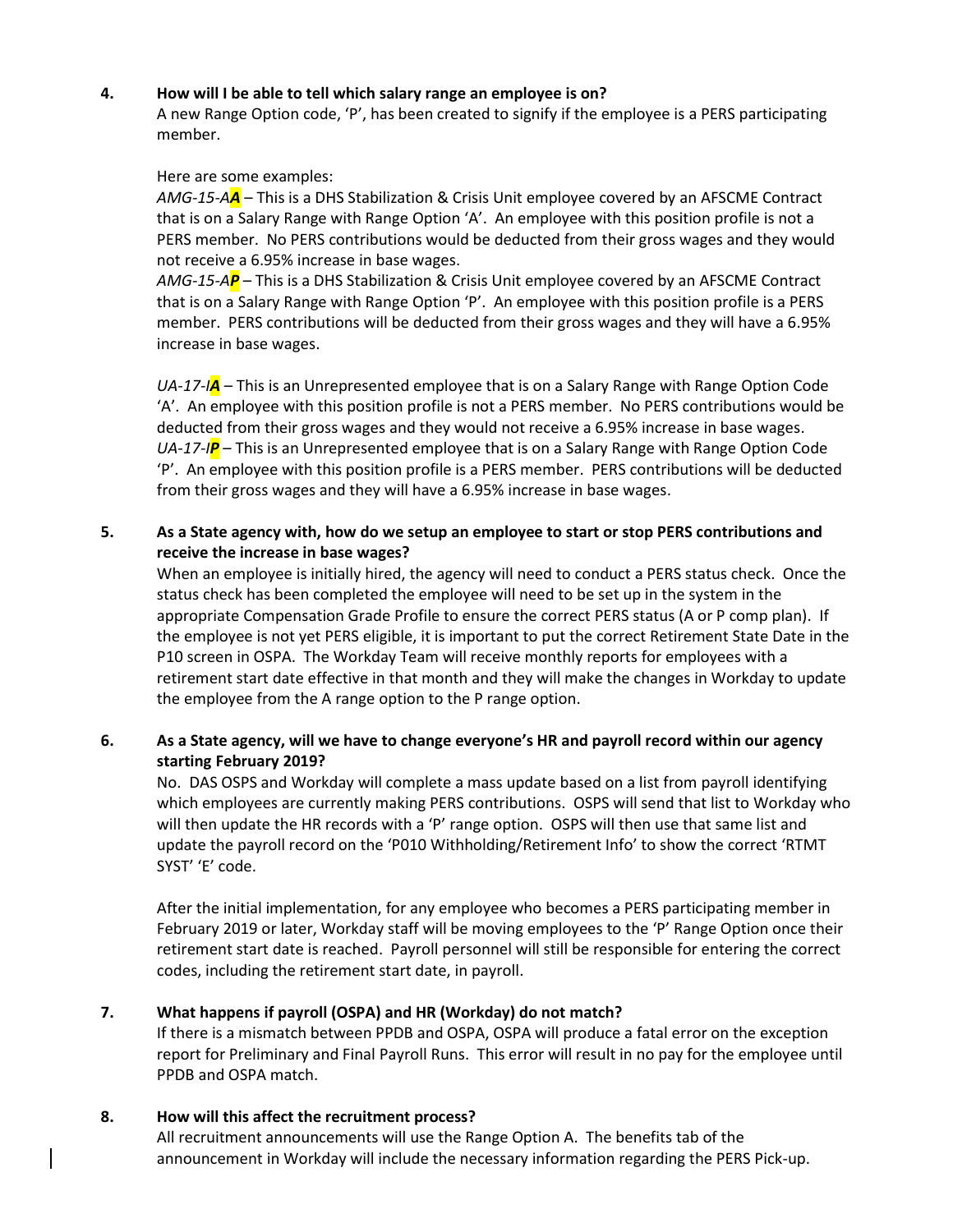**4. How will I be able to tell which salary range an employee is on?**

A new Range Option code, 'P', has been created to signify if the employee is a PERS participating member.

Here are some examples:

*AMG-15-A**A*** – This is a DHS Stabilization & Crisis Unit employee covered by an AFSCME Contract that is on a Salary Range with Range Option 'A'. An employee with this position profile is not a PERS member. No PERS contributions would be deducted from their gross wages and they would not receive a 6.95% increase in base wages.

*AMG-15-A**P*** – This is a DHS Stabilization & Crisis Unit employee covered by an AFSCME Contract that is on a Salary Range with Range Option 'P'. An employee with this position profile is a PERS member. PERS contributions will be deducted from their gross wages and they will have a 6.95% increase in base wages.

*UA-17-I**A*** – This is an Unrepresented employee that is on a Salary Range with Range Option Code 'A'. An employee with this position profile is not a PERS member. No PERS contributions would be deducted from their gross wages and they would not receive a 6.95% increase in base wages.

*UA-17-I**P*** – This is an Unrepresented employee that is on a Salary Range with Range Option Code 'P'. An employee with this position profile is a PERS member. PERS contributions will be deducted from their gross wages and they will have a 6.95% increase in base wages.

**5. As a State agency with, how do we setup an employee to start or stop PERS contributions and receive the increase in base wages?**

When an employee is initially hired, the agency will need to conduct a PERS status check. Once the status check has been completed the employee will need to be set up in the system in the appropriate Compensation Grade Profile to ensure the correct PERS status (A or P comp plan). If the employee is not yet PERS eligible, it is important to put the correct Retirement State Date in the P10 screen in OSPA. The Workday Team will receive monthly reports for employees with a retirement start date effective in that month and they will make the changes in Workday to update the employee from the A range option to the P range option.

**6. As a State agency, will we have to change everyone's HR and payroll record within our agency starting February 2019?**

No. DAS OSPS and Workday will complete a mass update based on a list from payroll identifying which employees are currently making PERS contributions. OSPS will send that list to Workday who will then update the HR records with a 'P' range option. OSPS will then use that same list and update the payroll record on the 'P010 Withholding/Retirement Info' to show the correct 'RTMT SYST' 'E' code.

After the initial implementation, for any employee who becomes a PERS participating member in February 2019 or later, Workday staff will be moving employees to the 'P' Range Option once their retirement start date is reached. Payroll personnel will still be responsible for entering the correct codes, including the retirement start date, in payroll.

**7. What happens if payroll (OSPA) and HR (Workday) do not match?**

If there is a mismatch between PPDB and OSPA, OSPA will produce a fatal error on the exception report for Preliminary and Final Payroll Runs. This error will result in no pay for the employee until PPDB and OSPA match.

**8. How will this affect the recruitment process?**

All recruitment announcements will use the Range Option A. The benefits tab of the announcement in Workday will include the necessary information regarding the PERS Pick-up.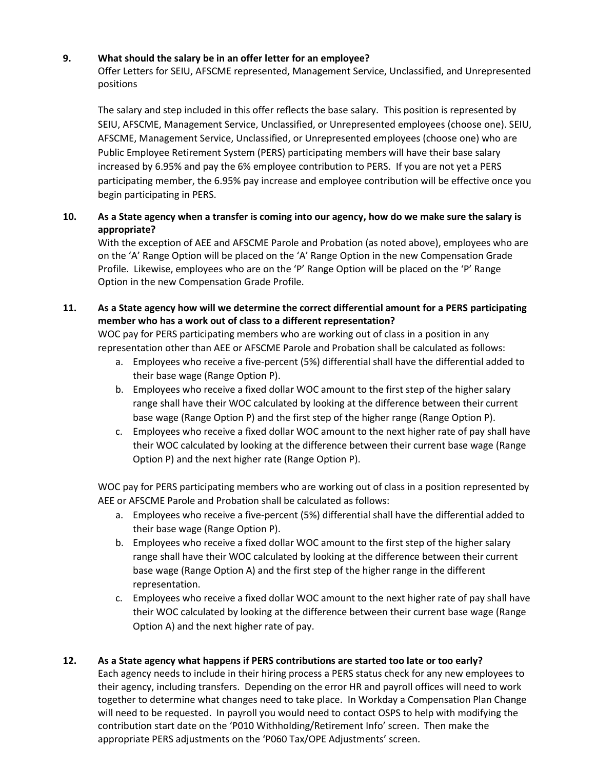**9. What should the salary be in an offer letter for an employee?**

Offer Letters for SEIU, AFSCME represented, Management Service, Unclassified, and Unrepresented positions

The salary and step included in this offer reflects the base salary. This position is represented by SEIU, AFSCME, Management Service, Unclassified, or Unrepresented employees (choose one). SEIU, AFSCME, Management Service, Unclassified, or Unrepresented employees (choose one) who are Public Employee Retirement System (PERS) participating members will have their base salary increased by 6.95% and pay the 6% employee contribution to PERS. If you are not yet a PERS participating member, the 6.95% pay increase and employee contribution will be effective once you begin participating in PERS.

**10. As a State agency when a transfer is coming into our agency, how do we make sure the salary is appropriate?**

With the exception of AEE and AFSCME Parole and Probation (as noted above), employees who are on the 'A' Range Option will be placed on the 'A' Range Option in the new Compensation Grade Profile. Likewise, employees who are on the 'P' Range Option will be placed on the 'P' Range Option in the new Compensation Grade Profile.

**11. As a State agency how will we determine the correct differential amount for a PERS participating member who has a work out of class to a different representation?**

WOC pay for PERS participating members who are working out of class in a position in any representation other than AEE or AFSCME Parole and Probation shall be calculated as follows:

a. Employees who receive a five-percent (5%) differential shall have the differential added to their base wage (Range Option P).
b. Employees who receive a fixed dollar WOC amount to the first step of the higher salary range shall have their WOC calculated by looking at the difference between their current base wage (Range Option P) and the first step of the higher range (Range Option P).
c. Employees who receive a fixed dollar WOC amount to the next higher rate of pay shall have their WOC calculated by looking at the difference between their current base wage (Range Option P) and the next higher rate (Range Option P).

WOC pay for PERS participating members who are working out of class in a position represented by AEE or AFSCME Parole and Probation shall be calculated as follows:

a. Employees who receive a five-percent (5%) differential shall have the differential added to their base wage (Range Option P).
b. Employees who receive a fixed dollar WOC amount to the first step of the higher salary range shall have their WOC calculated by looking at the difference between their current base wage (Range Option A) and the first step of the higher range in the different representation.
c. Employees who receive a fixed dollar WOC amount to the next higher rate of pay shall have their WOC calculated by looking at the difference between their current base wage (Range Option A) and the next higher rate of pay.

**12. As a State agency what happens if PERS contributions are started too late or too early?**

Each agency needs to include in their hiring process a PERS status check for any new employees to their agency, including transfers. Depending on the error HR and payroll offices will need to work together to determine what changes need to take place. In Workday a Compensation Plan Change will need to be requested. In payroll you would need to contact OSPS to help with modifying the contribution start date on the 'P010 Withholding/Retirement Info' screen. Then make the appropriate PERS adjustments on the 'P060 Tax/OPE Adjustments' screen.